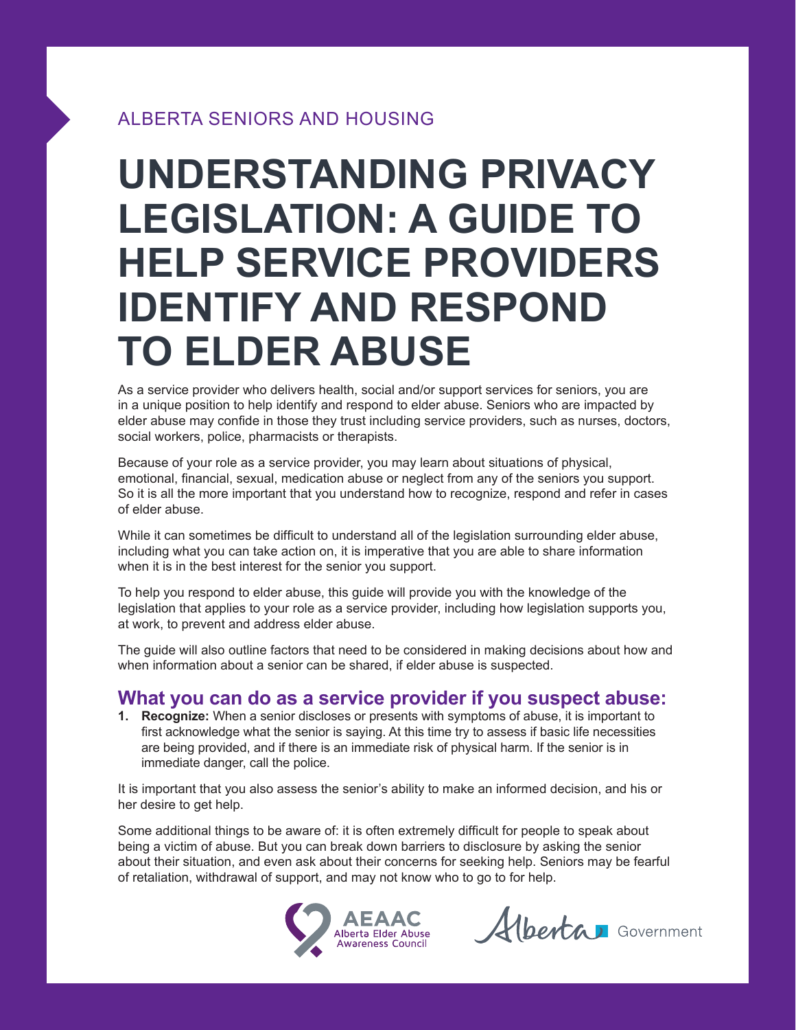ALBERTA SENIORS AND HOUSING

# UNDERSTANDING PRIVACY LEGISLATION: A GUIDE TO HELP SERVICE PROVIDERS IDENTIFY AND RESPOND TO ELDER ABUSE

As a service provider who delivers health, social and/or support services for seniors, you are in a unique position to help identify and respond to elder abuse. Seniors who are impacted by elder abuse may confide in those they trust including service providers, such as nurses, doctors, social workers, police, pharmacists or therapists.

Because of your role as a service provider, you may learn about situations of physical, emotional, financial, sexual, medication abuse or neglect from any of the seniors you support. So it is all the more important that you understand how to recognize, respond and refer in cases of elder abuse.

While it can sometimes be difficult to understand all of the legislation surrounding elder abuse, including what you can take action on, it is imperative that you are able to share information when it is in the best interest for the senior you support.

To help you respond to elder abuse, this guide will provide you with the knowledge of the legislation that applies to your role as a service provider, including how legislation supports you, at work, to prevent and address elder abuse.

The guide will also outline factors that need to be considered in making decisions about how and when information about a senior can be shared, if elder abuse is suspected.

## What you can do as a service provider if you suspect abuse:

1. **Recognize:** When a senior discloses or presents with symptoms of abuse, it is important to first acknowledge what the senior is saying. At this time try to assess if basic life necessities are being provided, and if there is an immediate risk of physical harm. If the senior is in immediate danger, call the police.

It is important that you also assess the senior's ability to make an informed decision, and his or her desire to get help.

Some additional things to be aware of: it is often extremely difficult for people to speak about being a victim of abuse. But you can break down barriers to disclosure by asking the senior about their situation, and even ask about their concerns for seeking help. Seniors may be fearful of retaliation, withdrawal of support, and may not know who to go to for help.

AEAAC Alberta Elder Abuse Awareness Council

Alberta Government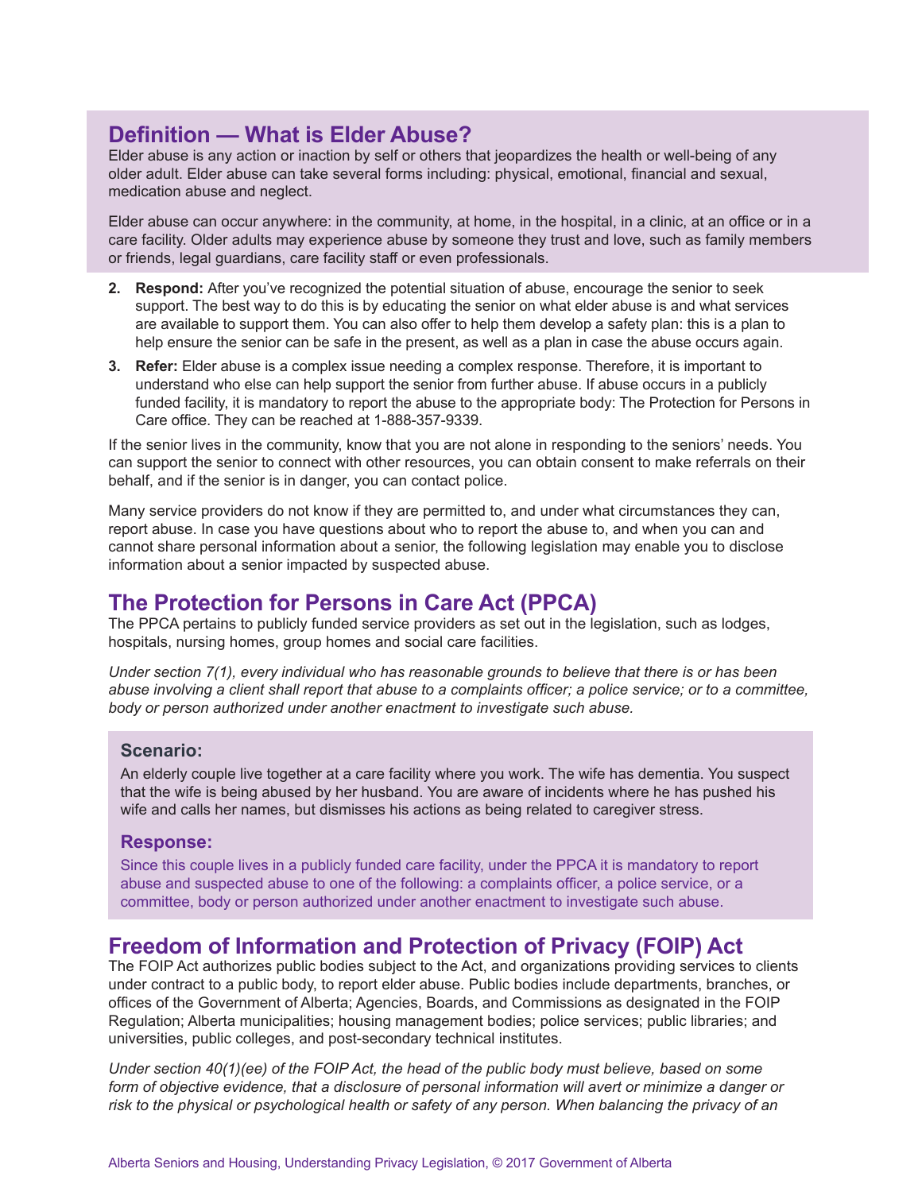## Definition — What is Elder Abuse?

Elder abuse is any action or inaction by self or others that jeopardizes the health or well-being of any older adult. Elder abuse can take several forms including: physical, emotional, financial and sexual, medication abuse and neglect.

Elder abuse can occur anywhere: in the community, at home, in the hospital, in a clinic, at an office or in a care facility. Older adults may experience abuse by someone they trust and love, such as family members or friends, legal guardians, care facility staff or even professionals.

2. **Respond:** After you've recognized the potential situation of abuse, encourage the senior to seek support. The best way to do this is by educating the senior on what elder abuse is and what services are available to support them. You can also offer to help them develop a safety plan: this is a plan to help ensure the senior can be safe in the present, as well as a plan in case the abuse occurs again.
3. **Refer:** Elder abuse is a complex issue needing a complex response. Therefore, it is important to understand who else can help support the senior from further abuse. If abuse occurs in a publicly funded facility, it is mandatory to report the abuse to the appropriate body: The Protection for Persons in Care office. They can be reached at 1-888-357-9339.

If the senior lives in the community, know that you are not alone in responding to the seniors' needs. You can support the senior to connect with other resources, you can obtain consent to make referrals on their behalf, and if the senior is in danger, you can contact police.

Many service providers do not know if they are permitted to, and under what circumstances they can, report abuse. In case you have questions about who to report the abuse to, and when you can and cannot share personal information about a senior, the following legislation may enable you to disclose information about a senior impacted by suspected abuse.

## The Protection for Persons in Care Act (PPCA)

The PPCA pertains to publicly funded service providers as set out in the legislation, such as lodges, hospitals, nursing homes, group homes and social care facilities.

*Under section 7(1), every individual who has reasonable grounds to believe that there is or has been abuse involving a client shall report that abuse to a complaints officer; a police service; or to a committee, body or person authorized under another enactment to investigate such abuse.*

### Scenario:

An elderly couple live together at a care facility where you work. The wife has dementia. You suspect that the wife is being abused by her husband. You are aware of incidents where he has pushed his wife and calls her names, but dismisses his actions as being related to caregiver stress.

### Response:

Since this couple lives in a publicly funded care facility, under the PPCA it is mandatory to report abuse and suspected abuse to one of the following: a complaints officer, a police service, or a committee, body or person authorized under another enactment to investigate such abuse.

## Freedom of Information and Protection of Privacy (FOIP) Act

The FOIP Act authorizes public bodies subject to the Act, and organizations providing services to clients under contract to a public body, to report elder abuse. Public bodies include departments, branches, or offices of the Government of Alberta; Agencies, Boards, and Commissions as designated in the FOIP Regulation; Alberta municipalities; housing management bodies; police services; public libraries; and universities, public colleges, and post-secondary technical institutes.

*Under section 40(1)(ee) of the FOIP Act, the head of the public body must believe, based on some form of objective evidence, that a disclosure of personal information will avert or minimize a danger or risk to the physical or psychological health or safety of any person. When balancing the privacy of an*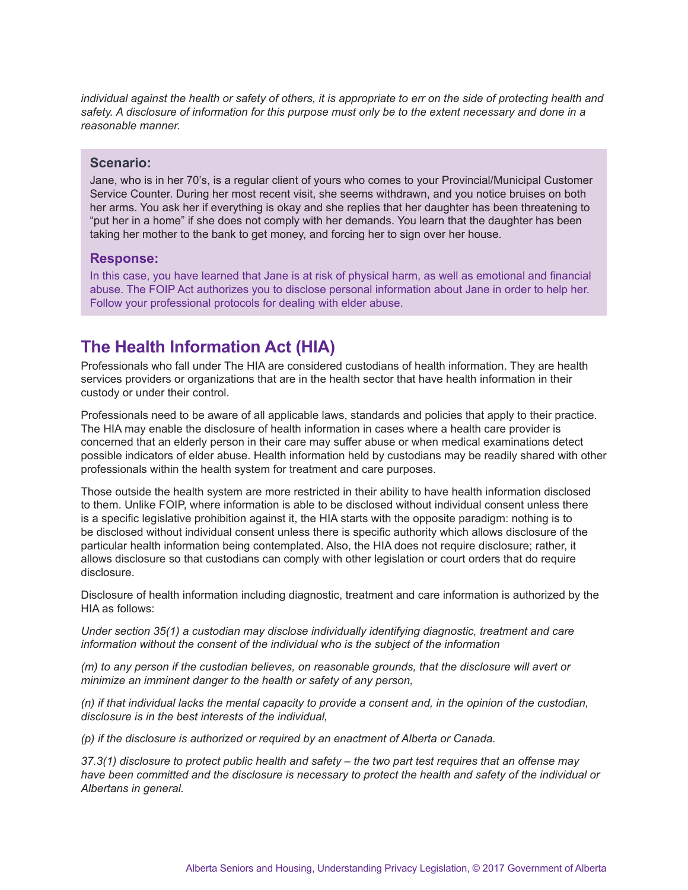*individual against the health or safety of others, it is appropriate to err on the side of protecting health and safety. A disclosure of information for this purpose must only be to the extent necessary and done in a reasonable manner.*

**Scenario:**

Jane, who is in her 70's, is a regular client of yours who comes to your Provincial/Municipal Customer Service Counter. During her most recent visit, she seems withdrawn, and you notice bruises on both her arms. You ask her if everything is okay and she replies that her daughter has been threatening to "put her in a home" if she does not comply with her demands. You learn that the daughter has been taking her mother to the bank to get money, and forcing her to sign over her house.

**Response:**

In this case, you have learned that Jane is at risk of physical harm, as well as emotional and financial abuse. The FOIP Act authorizes you to disclose personal information about Jane in order to help her. Follow your professional protocols for dealing with elder abuse.

## The Health Information Act (HIA)

Professionals who fall under The HIA are considered custodians of health information. They are health services providers or organizations that are in the health sector that have health information in their custody or under their control.

Professionals need to be aware of all applicable laws, standards and policies that apply to their practice. The HIA may enable the disclosure of health information in cases where a health care provider is concerned that an elderly person in their care may suffer abuse or when medical examinations detect possible indicators of elder abuse. Health information held by custodians may be readily shared with other professionals within the health system for treatment and care purposes.

Those outside the health system are more restricted in their ability to have health information disclosed to them. Unlike FOIP, where information is able to be disclosed without individual consent unless there is a specific legislative prohibition against it, the HIA starts with the opposite paradigm: nothing is to be disclosed without individual consent unless there is specific authority which allows disclosure of the particular health information being contemplated. Also, the HIA does not require disclosure; rather, it allows disclosure so that custodians can comply with other legislation or court orders that do require disclosure.

Disclosure of health information including diagnostic, treatment and care information is authorized by the HIA as follows:

*Under section 35(1) a custodian may disclose individually identifying diagnostic, treatment and care information without the consent of the individual who is the subject of the information*

*(m) to any person if the custodian believes, on reasonable grounds, that the disclosure will avert or minimize an imminent danger to the health or safety of any person,*

*(n) if that individual lacks the mental capacity to provide a consent and, in the opinion of the custodian, disclosure is in the best interests of the individual,*

*(p) if the disclosure is authorized or required by an enactment of Alberta or Canada.*

*37.3(1) disclosure to protect public health and safety – the two part test requires that an offense may have been committed and the disclosure is necessary to protect the health and safety of the individual or Albertans in general.*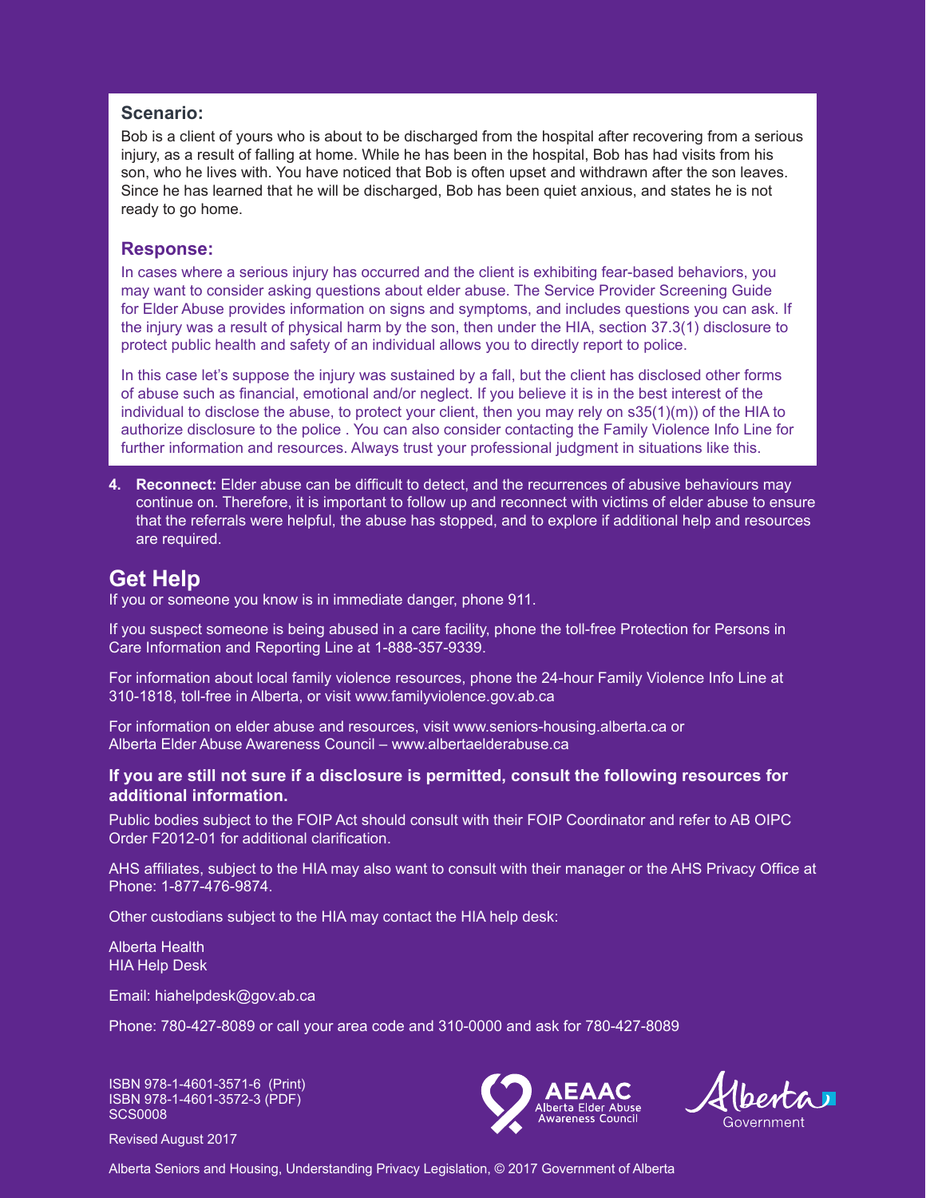### Scenario:

Bob is a client of yours who is about to be discharged from the hospital after recovering from a serious injury, as a result of falling at home. While he has been in the hospital, Bob has had visits from his son, who he lives with. You have noticed that Bob is often upset and withdrawn after the son leaves. Since he has learned that he will be discharged, Bob has been quiet anxious, and states he is not ready to go home.

### Response:

In cases where a serious injury has occurred and the client is exhibiting fear-based behaviors, you may want to consider asking questions about elder abuse. The Service Provider Screening Guide for Elder Abuse provides information on signs and symptoms, and includes questions you can ask. If the injury was a result of physical harm by the son, then under the HIA, section 37.3(1) disclosure to protect public health and safety of an individual allows you to directly report to police.

In this case let's suppose the injury was sustained by a fall, but the client has disclosed other forms of abuse such as financial, emotional and/or neglect. If you believe it is in the best interest of the individual to disclose the abuse, to protect your client, then you may rely on s35(1)(m)) of the HIA to authorize disclosure to the police . You can also consider contacting the Family Violence Info Line for further information and resources. Always trust your professional judgment in situations like this.

4. **Reconnect:** Elder abuse can be difficult to detect, and the recurrences of abusive behaviours may continue on. Therefore, it is important to follow up and reconnect with victims of elder abuse to ensure that the referrals were helpful, the abuse has stopped, and to explore if additional help and resources are required.

## Get Help

If you or someone you know is in immediate danger, phone 911.

If you suspect someone is being abused in a care facility, phone the toll-free Protection for Persons in Care Information and Reporting Line at 1-888-357-9339.

For information about local family violence resources, phone the 24-hour Family Violence Info Line at 310-1818, toll-free in Alberta, or visit www.familyviolence.gov.ab.ca

For information on elder abuse and resources, visit www.seniors-housing.alberta.ca or Alberta Elder Abuse Awareness Council – www.albertaelderabuse.ca

**If you are still not sure if a disclosure is permitted, consult the following resources for additional information.**

Public bodies subject to the FOIP Act should consult with their FOIP Coordinator and refer to AB OIPC Order F2012-01 for additional clarification.

AHS affiliates, subject to the HIA may also want to consult with their manager or the AHS Privacy Office at Phone: 1-877-476-9874.

Other custodians subject to the HIA may contact the HIA help desk:

Alberta Health
HIA Help Desk

Email: hiahelpdesk@gov.ab.ca

Phone: 780-427-8089 or call your area code and 310-0000 and ask for 780-427-8089

ISBN 978-1-4601-3571-6 (Print)
ISBN 978-1-4601-3572-3 (PDF)
SCS0008

Revised August 2017

AEAAC Alberta Elder Abuse Awareness Council

Alberta Government

Alberta Seniors and Housing, Understanding Privacy Legislation, © 2017 Government of Alberta